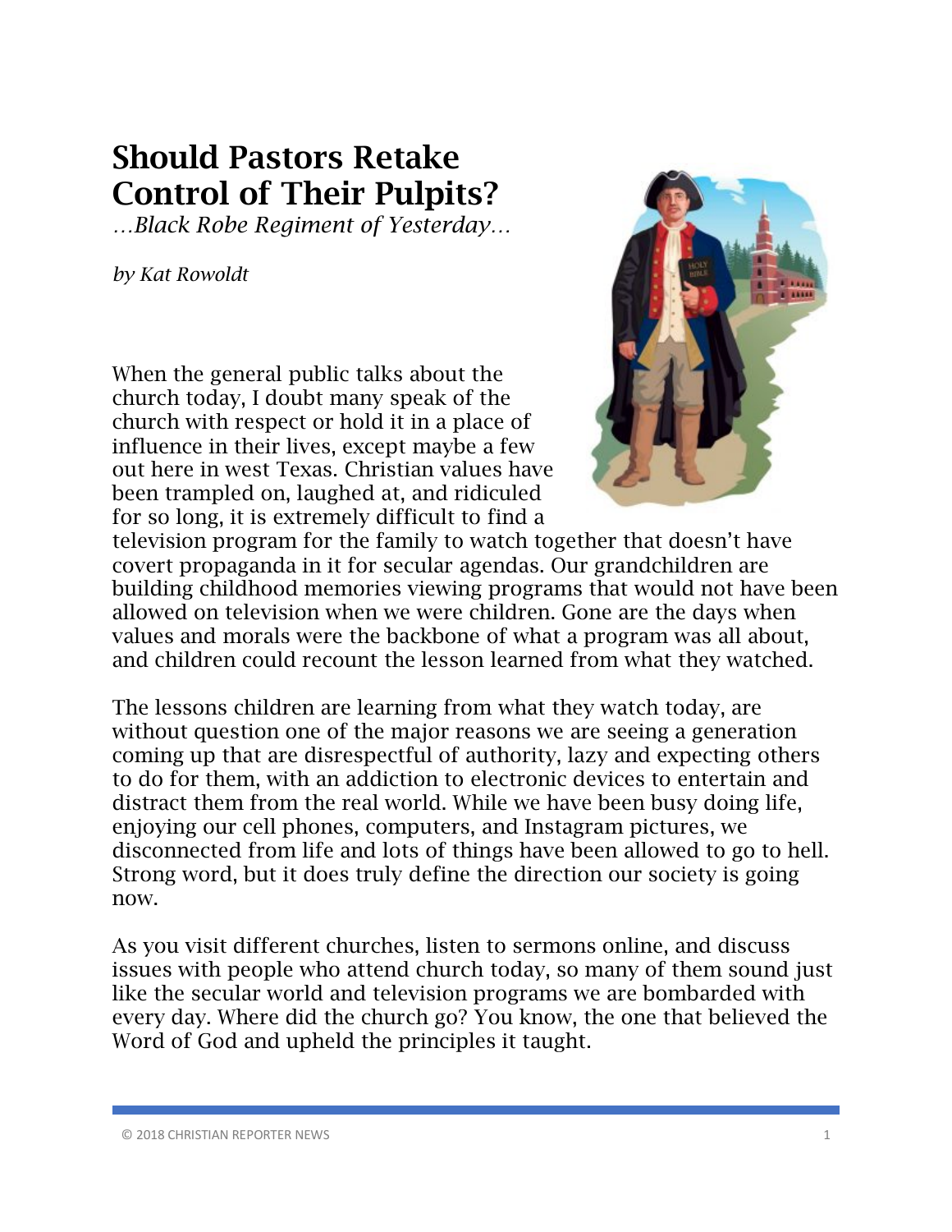# Should Pastors Retake Control of Their Pulpits?

*…Black Robe Regiment of Yesterday…*

*by Kat Rowoldt*

When the general public talks about the church today, I doubt many speak of the church with respect or hold it in a place of influence in their lives, except maybe a few out here in west Texas. Christian values have been trampled on, laughed at, and ridiculed for so long, it is extremely difficult to find a television program for the family to watch together that doesn't have covert propaganda in it for secular agendas. Our grandchildren are building childhood memories viewing programs that would not have been allowed on television when we were children. Gone are the days when values and morals were the backbone of what a program was all about, and children could recount the lesson learned from what they watched.

The lessons children are learning from what they watch today, are without question one of the major reasons we are seeing a generation coming up that are disrespectful of authority, lazy and expecting others to do for them, with an addiction to electronic devices to entertain and distract them from the real world. While we have been busy doing life, enjoying our cell phones, computers, and Instagram pictures, we disconnected from life and lots of things have been allowed to go to hell. Strong word, but it does truly define the direction our society is going now.

As you visit different churches, listen to sermons online, and discuss issues with people who attend church today, so many of them sound just like the secular world and television programs we are bombarded with every day. Where did the church go? You know, the one that believed the Word of God and upheld the principles it taught.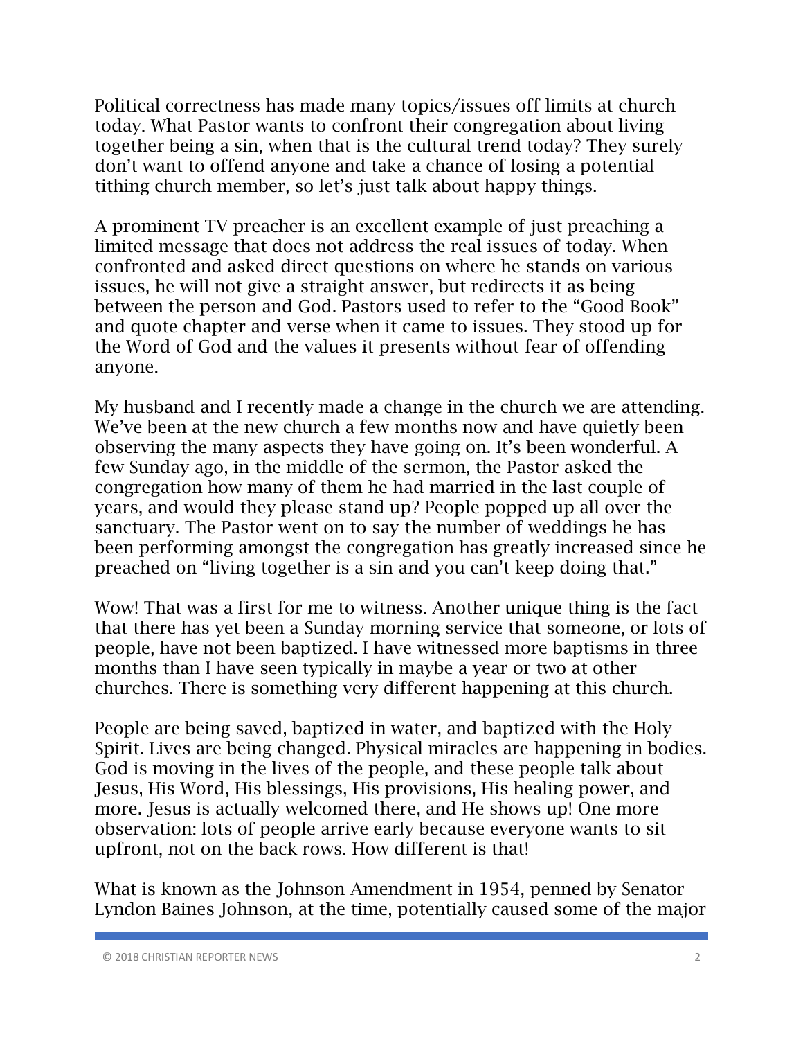Political correctness has made many topics/issues off limits at church today. What Pastor wants to confront their congregation about living together being a sin, when that is the cultural trend today? They surely don't want to offend anyone and take a chance of losing a potential tithing church member, so let's just talk about happy things.

A prominent TV preacher is an excellent example of just preaching a limited message that does not address the real issues of today. When confronted and asked direct questions on where he stands on various issues, he will not give a straight answer, but redirects it as being between the person and God. Pastors used to refer to the "Good Book" and quote chapter and verse when it came to issues. They stood up for the Word of God and the values it presents without fear of offending anyone.

My husband and I recently made a change in the church we are attending. We've been at the new church a few months now and have quietly been observing the many aspects they have going on. It's been wonderful. A few Sunday ago, in the middle of the sermon, the Pastor asked the congregation how many of them he had married in the last couple of years, and would they please stand up? People popped up all over the sanctuary. The Pastor went on to say the number of weddings he has been performing amongst the congregation has greatly increased since he preached on "living together is a sin and you can't keep doing that."

Wow! That was a first for me to witness. Another unique thing is the fact that there has yet been a Sunday morning service that someone, or lots of people, have not been baptized. I have witnessed more baptisms in three months than I have seen typically in maybe a year or two at other churches. There is something very different happening at this church.

People are being saved, baptized in water, and baptized with the Holy Spirit. Lives are being changed. Physical miracles are happening in bodies. God is moving in the lives of the people, and these people talk about Jesus, His Word, His blessings, His provisions, His healing power, and more. Jesus is actually welcomed there, and He shows up! One more observation: lots of people arrive early because everyone wants to sit upfront, not on the back rows. How different is that!

What is known as the Johnson Amendment in 1954, penned by Senator Lyndon Baines Johnson, at the time, potentially caused some of the major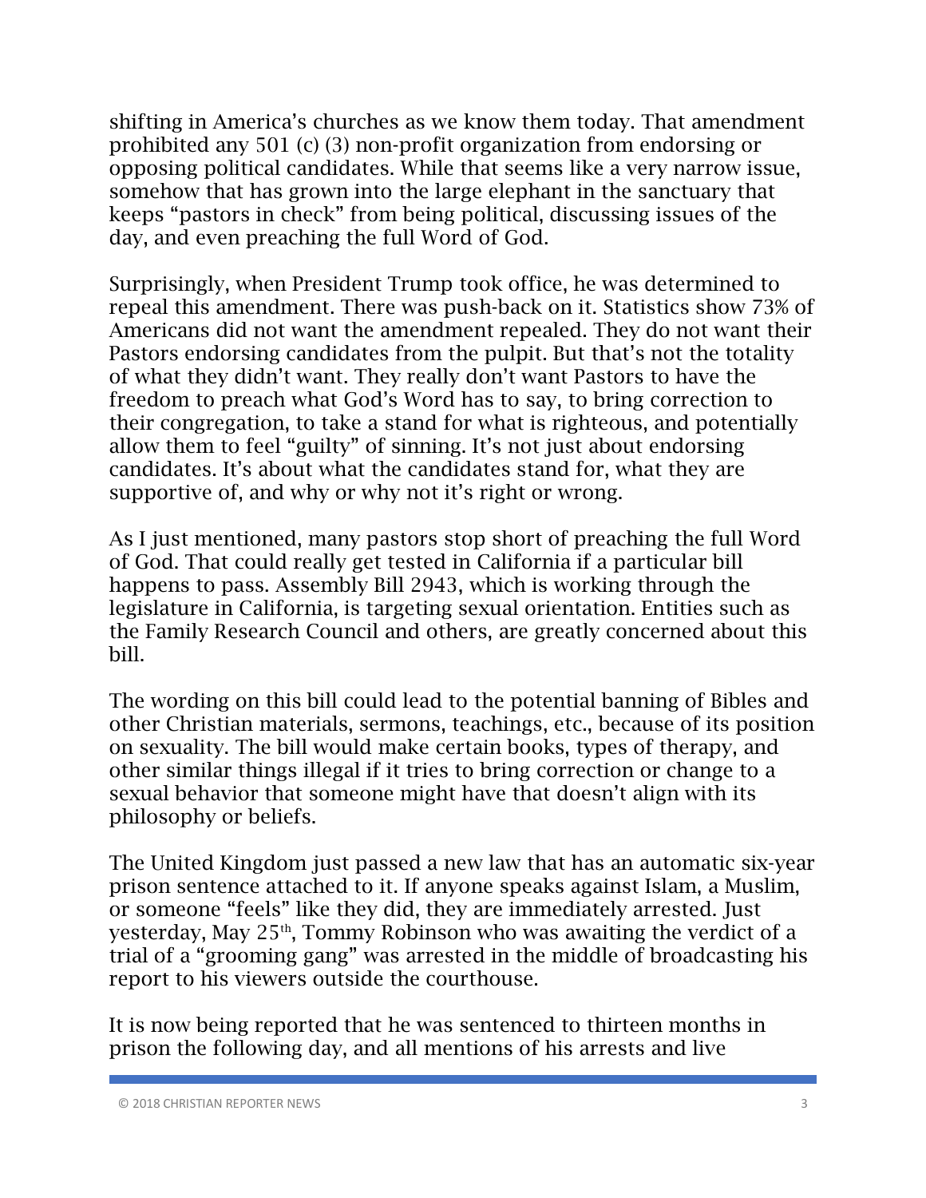shifting in America's churches as we know them today. That amendment prohibited any 501 (c) (3) non-profit organization from endorsing or opposing political candidates. While that seems like a very narrow issue, somehow that has grown into the large elephant in the sanctuary that keeps "pastors in check" from being political, discussing issues of the day, and even preaching the full Word of God.

Surprisingly, when President Trump took office, he was determined to repeal this amendment. There was push-back on it. Statistics show 73% of Americans did not want the amendment repealed. They do not want their Pastors endorsing candidates from the pulpit. But that's not the totality of what they didn't want. They really don't want Pastors to have the freedom to preach what God's Word has to say, to bring correction to their congregation, to take a stand for what is righteous, and potentially allow them to feel "guilty" of sinning. It's not just about endorsing candidates. It's about what the candidates stand for, what they are supportive of, and why or why not it's right or wrong.

As I just mentioned, many pastors stop short of preaching the full Word of God. That could really get tested in California if a particular bill happens to pass. Assembly Bill 2943, which is working through the legislature in California, is targeting sexual orientation. Entities such as the Family Research Council and others, are greatly concerned about this bill.

The wording on this bill could lead to the potential banning of Bibles and other Christian materials, sermons, teachings, etc., because of its position on sexuality. The bill would make certain books, types of therapy, and other similar things illegal if it tries to bring correction or change to a sexual behavior that someone might have that doesn't align with its philosophy or beliefs.

The United Kingdom just passed a new law that has an automatic six-year prison sentence attached to it. If anyone speaks against Islam, a Muslim, or someone "feels" like they did, they are immediately arrested. Just yesterday, May 25th, Tommy Robinson who was awaiting the verdict of a trial of a "grooming gang" was arrested in the middle of broadcasting his report to his viewers outside the courthouse.

It is now being reported that he was sentenced to thirteen months in prison the following day, and all mentions of his arrests and live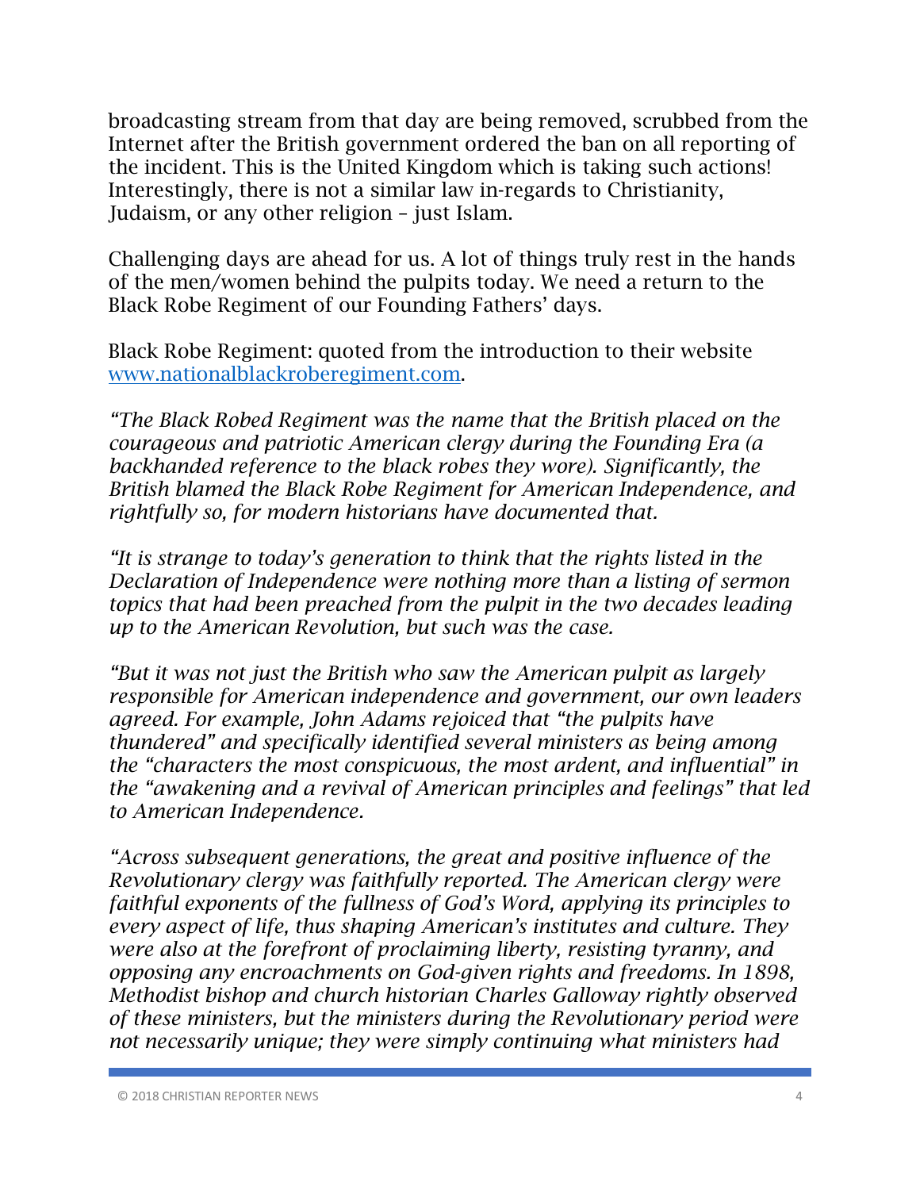broadcasting stream from that day are being removed, scrubbed from the Internet after the British government ordered the ban on all reporting of the incident. This is the United Kingdom which is taking such actions! Interestingly, there is not a similar law in-regards to Christianity, Judaism, or any other religion – just Islam.

Challenging days are ahead for us. A lot of things truly rest in the hands of the men/women behind the pulpits today. We need a return to the Black Robe Regiment of our Founding Fathers' days.

Black Robe Regiment: quoted from the introduction to their website [www.nationalblackroberegiment.com](http://www.nationalblackroberegiment.com).

*"The Black Robed Regiment was the name that the British placed on the courageous and patriotic American clergy during the Founding Era (a backhanded reference to the black robes they wore). Significantly, the British blamed the Black Robe Regiment for American Independence, and rightfully so, for modern historians have documented that.*

*"It is strange to today's generation to think that the rights listed in the Declaration of Independence were nothing more than a listing of sermon topics that had been preached from the pulpit in the two decades leading up to the American Revolution, but such was the case.*

*"But it was not just the British who saw the American pulpit as largely responsible for American independence and government, our own leaders agreed. For example, John Adams rejoiced that "the pulpits have thundered" and specifically identified several ministers as being among the "characters the most conspicuous, the most ardent, and influential" in the "awakening and a revival of American principles and feelings" that led to American Independence.*

*"Across subsequent generations, the great and positive influence of the Revolutionary clergy was faithfully reported. The American clergy were faithful exponents of the fullness of God's Word, applying its principles to every aspect of life, thus shaping American's institutes and culture. They were also at the forefront of proclaiming liberty, resisting tyranny, and opposing any encroachments on God-given rights and freedoms. In 1898, Methodist bishop and church historian Charles Galloway rightly observed of these ministers, but the ministers during the Revolutionary period were not necessarily unique; they were simply continuing what ministers had*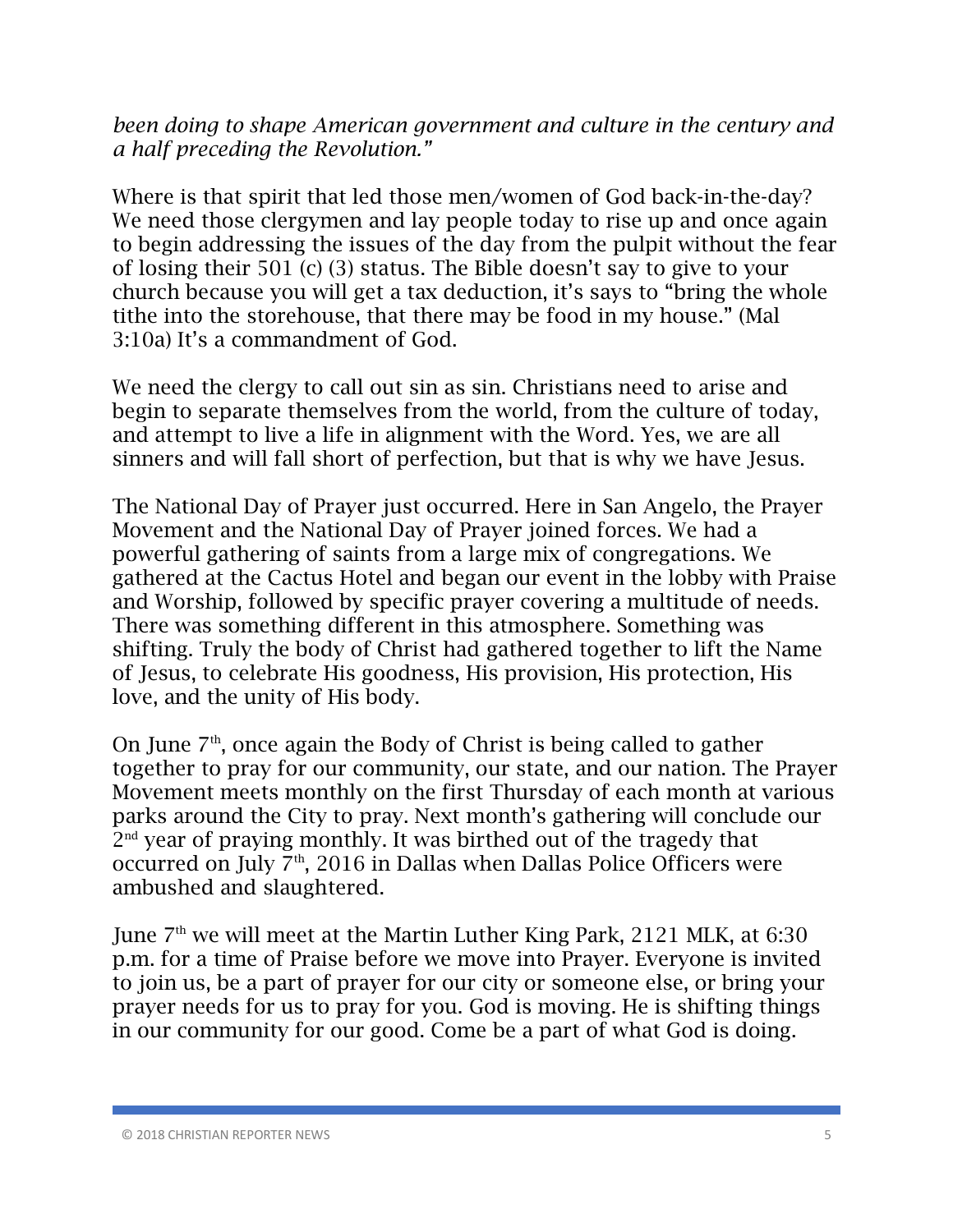*been doing to shape American government and culture in the century and a half preceding the Revolution."*

Where is that spirit that led those men/women of God back-in-the-day? We need those clergymen and lay people today to rise up and once again to begin addressing the issues of the day from the pulpit without the fear of losing their 501 (c) (3) status. The Bible doesn't say to give to your church because you will get a tax deduction, it's says to "bring the whole tithe into the storehouse, that there may be food in my house." (Mal 3:10a) It's a commandment of God.

We need the clergy to call out sin as sin. Christians need to arise and begin to separate themselves from the world, from the culture of today, and attempt to live a life in alignment with the Word. Yes, we are all sinners and will fall short of perfection, but that is why we have Jesus.

The National Day of Prayer just occurred. Here in San Angelo, the Prayer Movement and the National Day of Prayer joined forces. We had a powerful gathering of saints from a large mix of congregations. We gathered at the Cactus Hotel and began our event in the lobby with Praise and Worship, followed by specific prayer covering a multitude of needs. There was something different in this atmosphere. Something was shifting. Truly the body of Christ had gathered together to lift the Name of Jesus, to celebrate His goodness, His provision, His protection, His love, and the unity of His body.

On June 7th, once again the Body of Christ is being called to gather together to pray for our community, our state, and our nation. The Prayer Movement meets monthly on the first Thursday of each month at various parks around the City to pray. Next month's gathering will conclude our 2nd year of praying monthly. It was birthed out of the tragedy that occurred on July 7th, 2016 in Dallas when Dallas Police Officers were ambushed and slaughtered.

June 7th we will meet at the Martin Luther King Park, 2121 MLK, at 6:30 p.m. for a time of Praise before we move into Prayer. Everyone is invited to join us, be a part of prayer for our city or someone else, or bring your prayer needs for us to pray for you. God is moving. He is shifting things in our community for our good. Come be a part of what God is doing.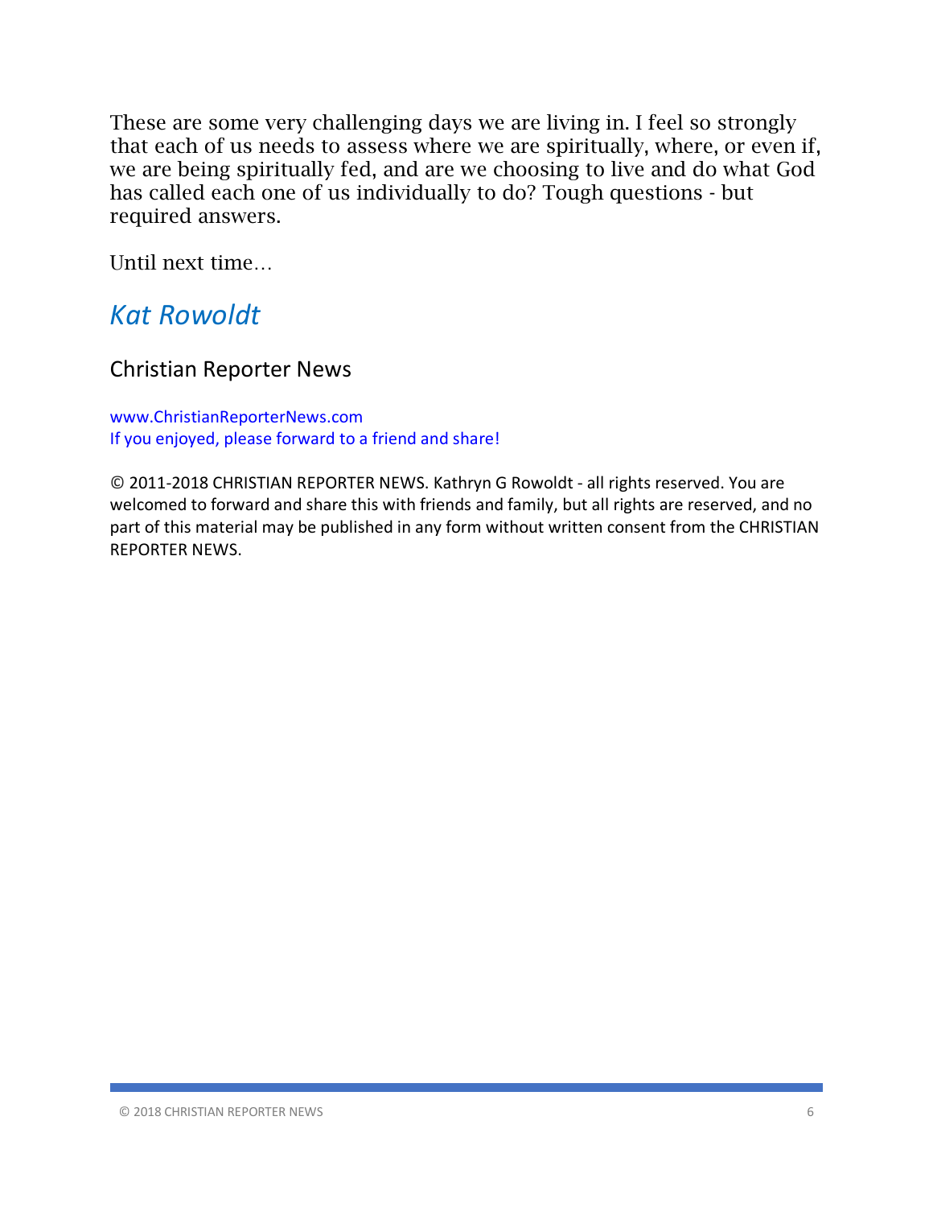These are some very challenging days we are living in. I feel so strongly that each of us needs to assess where we are spiritually, where, or even if, we are being spiritually fed, and are we choosing to live and do what God has called each one of us individually to do? Tough questions - but required answers.

Until next time…

*Kat Rowoldt*

Christian Reporter News

www.ChristianReporterNews.com
If you enjoyed, please forward to a friend and share!

© 2011-2018 CHRISTIAN REPORTER NEWS. Kathryn G Rowoldt - all rights reserved. You are welcomed to forward and share this with friends and family, but all rights are reserved, and no part of this material may be published in any form without written consent from the CHRISTIAN REPORTER NEWS.